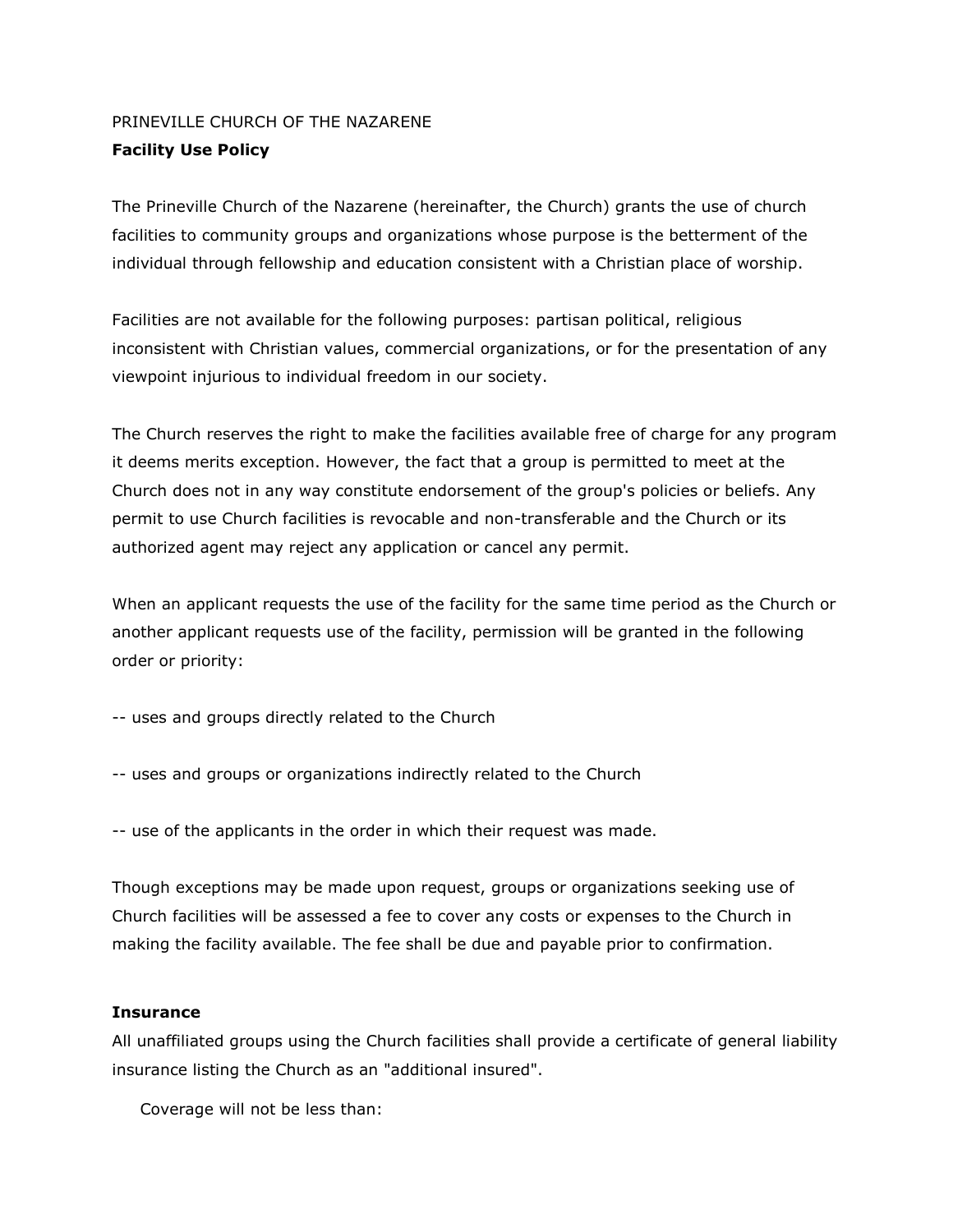PRINEVILLE CHURCH OF THE NAZARENE

**Facility Use Policy**

The Prineville Church of the Nazarene (hereinafter, the Church) grants the use of church facilities to community groups and organizations whose purpose is the betterment of the individual through fellowship and education consistent with a Christian place of worship.

Facilities are not available for the following purposes: partisan political, religious inconsistent with Christian values, commercial organizations, or for the presentation of any viewpoint injurious to individual freedom in our society.

The Church reserves the right to make the facilities available free of charge for any program it deems merits exception. However, the fact that a group is permitted to meet at the Church does not in any way constitute endorsement of the group's policies or beliefs. Any permit to use Church facilities is revocable and non-transferable and the Church or its authorized agent may reject any application or cancel any permit.

When an applicant requests the use of the facility for the same time period as the Church or another applicant requests use of the facility, permission will be granted in the following order or priority:

-- uses and groups directly related to the Church

-- uses and groups or organizations indirectly related to the Church

-- use of the applicants in the order in which their request was made.

Though exceptions may be made upon request, groups or organizations seeking use of Church facilities will be assessed a fee to cover any costs or expenses to the Church in making the facility available. The fee shall be due and payable prior to confirmation.

**Insurance**

All unaffiliated groups using the Church facilities shall provide a certificate of general liability insurance listing the Church as an "additional insured".

Coverage will not be less than: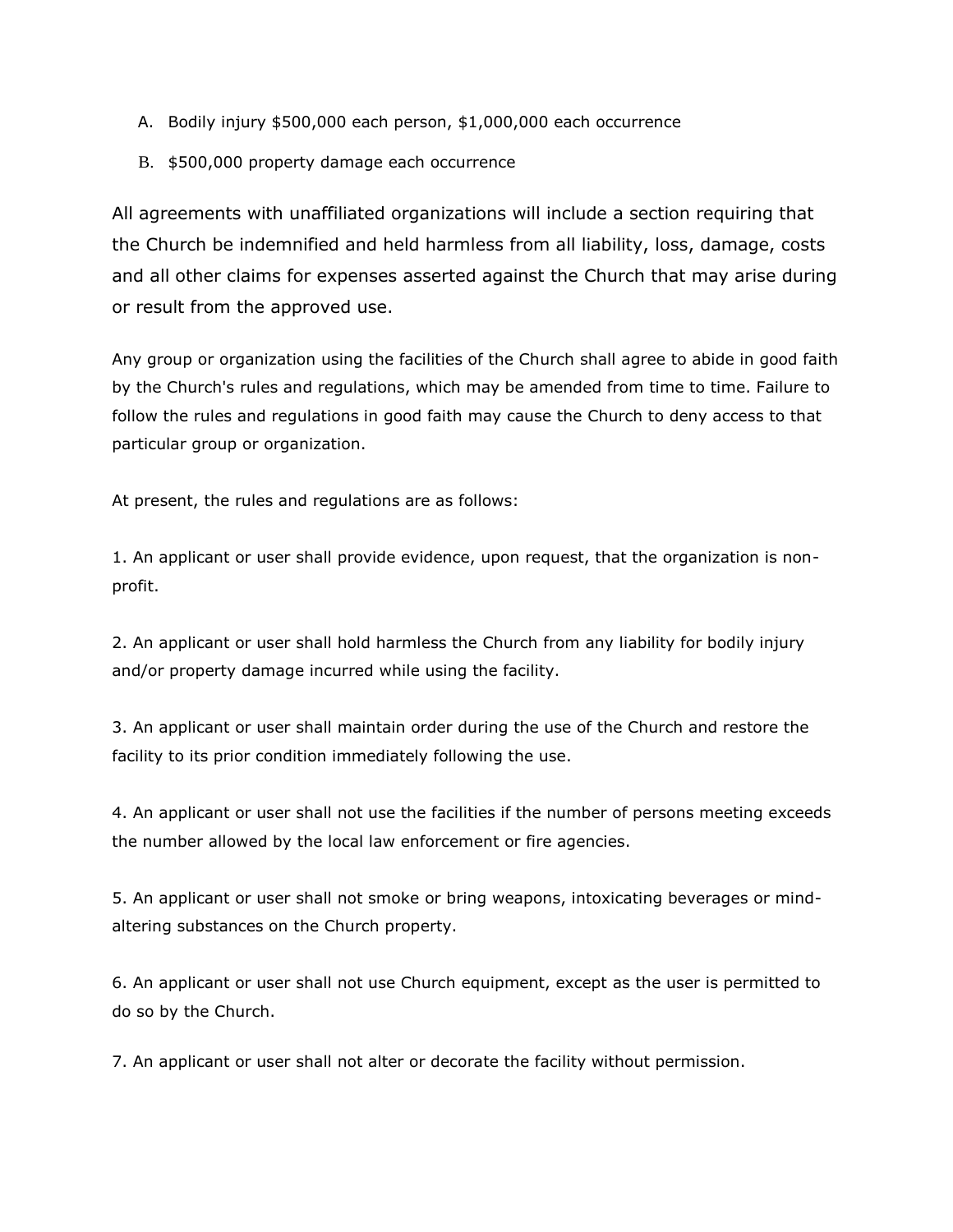A. Bodily injury $500,000 each person, $1,000,000 each occurrence

B. $500,000 property damage each occurrence

All agreements with unaffiliated organizations will include a section requiring that the Church be indemnified and held harmless from all liability, loss, damage, costs and all other claims for expenses asserted against the Church that may arise during or result from the approved use.

Any group or organization using the facilities of the Church shall agree to abide in good faith by the Church's rules and regulations, which may be amended from time to time. Failure to follow the rules and regulations in good faith may cause the Church to deny access to that particular group or organization.

At present, the rules and regulations are as follows:

1. An applicant or user shall provide evidence, upon request, that the organization is non-profit.

2. An applicant or user shall hold harmless the Church from any liability for bodily injury and/or property damage incurred while using the facility.

3. An applicant or user shall maintain order during the use of the Church and restore the facility to its prior condition immediately following the use.

4. An applicant or user shall not use the facilities if the number of persons meeting exceeds the number allowed by the local law enforcement or fire agencies.

5. An applicant or user shall not smoke or bring weapons, intoxicating beverages or mind-altering substances on the Church property.

6. An applicant or user shall not use Church equipment, except as the user is permitted to do so by the Church.

7. An applicant or user shall not alter or decorate the facility without permission.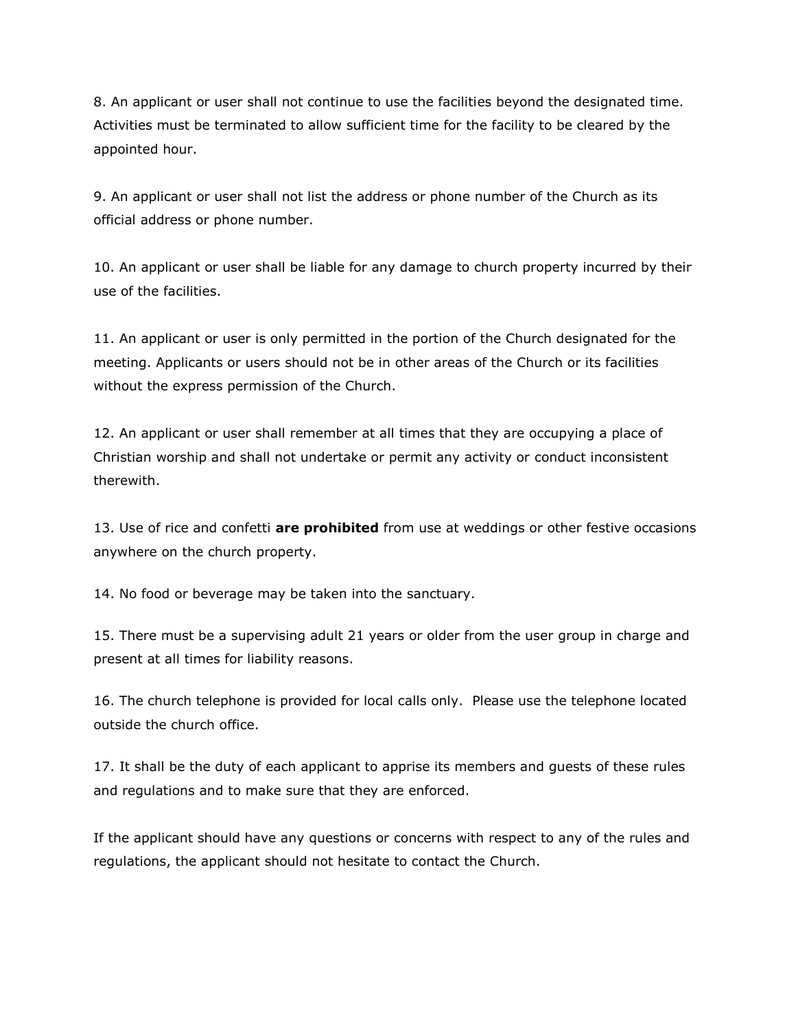8. An applicant or user shall not continue to use the facilities beyond the designated time. Activities must be terminated to allow sufficient time for the facility to be cleared by the appointed hour.

9. An applicant or user shall not list the address or phone number of the Church as its official address or phone number.

10. An applicant or user shall be liable for any damage to church property incurred by their use of the facilities.

11. An applicant or user is only permitted in the portion of the Church designated for the meeting. Applicants or users should not be in other areas of the Church or its facilities without the express permission of the Church.

12. An applicant or user shall remember at all times that they are occupying a place of Christian worship and shall not undertake or permit any activity or conduct inconsistent therewith.

13. Use of rice and confetti **are prohibited** from use at weddings or other festive occasions anywhere on the church property.

14. No food or beverage may be taken into the sanctuary.

15. There must be a supervising adult 21 years or older from the user group in charge and present at all times for liability reasons.

16. The church telephone is provided for local calls only. Please use the telephone located outside the church office.

17. It shall be the duty of each applicant to apprise its members and guests of these rules and regulations and to make sure that they are enforced.

If the applicant should have any questions or concerns with respect to any of the rules and regulations, the applicant should not hesitate to contact the Church.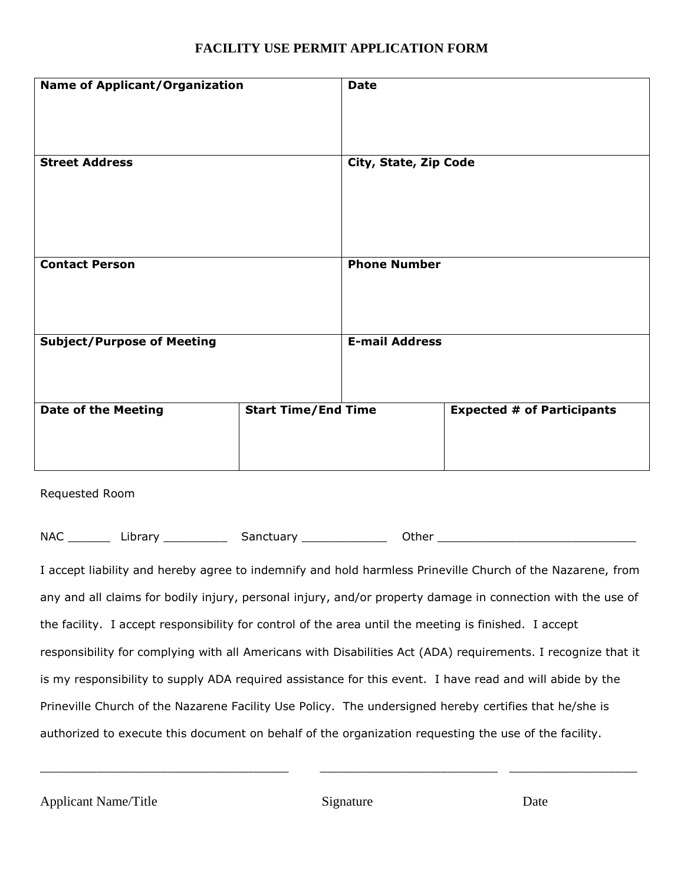# FACILITY USE PERMIT APPLICATION FORM

| | | |
|---|---|---|
| **Name of Applicant/Organization** | | **Date** |
| **Street Address** | | **City, State, Zip Code** |
| **Contact Person** | | **Phone Number** |
| **Subject/Purpose of Meeting** | | **E-mail Address** |
| **Date of the Meeting** | **Start Time/End Time** | **Expected # of Participants** |

Requested Room

NAC ______ Library _________ Sanctuary ____________ Other _____________________________

I accept liability and hereby agree to indemnify and hold harmless Prineville Church of the Nazarene, from any and all claims for bodily injury, personal injury, and/or property damage in connection with the use of the facility. I accept responsibility for control of the area until the meeting is finished. I accept responsibility for complying with all Americans with Disabilities Act (ADA) requirements. I recognize that it is my responsibility to supply ADA required assistance for this event. I have read and will abide by the Prineville Church of the Nazarene Facility Use Policy. The undersigned hereby certifies that he/she is authorized to execute this document on behalf of the organization requesting the use of the facility.

____________________________________ __________________________ __________________

Applicant Name/Title Signature Date